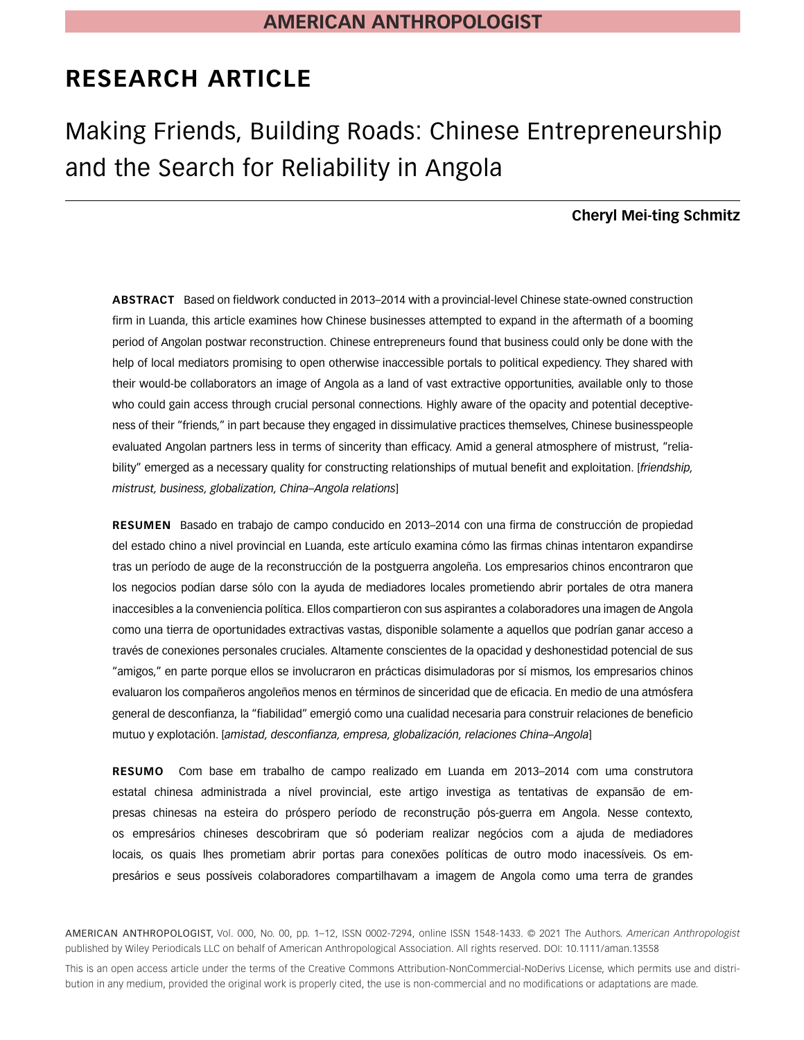# RESEARCH ARTICLE

# Making Friends, Building Roads: Chinese Entrepreneurship and the Search for Reliability in Angola

**Cheryl Mei-ting Schmitz**

**ABSTRACT** Based on fieldwork conducted in 2013–2014 with a provincial-level Chinese state-owned construction firm in Luanda, this article examines how Chinese businesses attempted to expand in the aftermath of a booming period of Angolan postwar reconstruction. Chinese entrepreneurs found that business could only be done with the help of local mediators promising to open otherwise inaccessible portals to political expediency. They shared with their would-be collaborators an image of Angola as a land of vast extractive opportunities, available only to those who could gain access through crucial personal connections. Highly aware of the opacity and potential deceptiveness of their "friends," in part because they engaged in dissimulative practices themselves, Chinese businesspeople evaluated Angolan partners less in terms of sincerity than efficacy. Amid a general atmosphere of mistrust, "reliability" emerged as a necessary quality for constructing relationships of mutual benefit and exploitation. [*friendship, mistrust, business, globalization, China–Angola relations*]

**RESUMEN** Basado en trabajo de campo conducido en 2013–2014 con una firma de construcción de propiedad del estado chino a nivel provincial en Luanda, este artículo examina cómo las firmas chinas intentaron expandirse tras un período de auge de la reconstrucción de la postguerra angoleña. Los empresarios chinos encontraron que los negocios podían darse sólo con la ayuda de mediadores locales prometiendo abrir portales de otra manera inaccesibles a la conveniencia política. Ellos compartieron con sus aspirantes a colaboradores una imagen de Angola como una tierra de oportunidades extractivas vastas, disponible solamente a aquellos que podrían ganar acceso a través de conexiones personales cruciales. Altamente conscientes de la opacidad y deshonestidad potencial de sus "amigos," en parte porque ellos se involucraron en prácticas disimuladoras por sí mismos, los empresarios chinos evaluaron los compañeros angoleños menos en términos de sinceridad que de eficacia. En medio de una atmósfera general de desconfianza, la "fiabilidad" emergió como una cualidad necesaria para construir relaciones de beneficio mutuo y explotación. [*amistad, desconfianza, empresa, globalización, relaciones China–Angola*]

**RESUMO** Com base em trabalho de campo realizado em Luanda em 2013–2014 com uma construtora estatal chinesa administrada a nível provincial, este artigo investiga as tentativas de expansão de empresas chinesas na esteira do próspero período de reconstrução pós-guerra em Angola. Nesse contexto, os empresários chineses descobriram que só poderiam realizar negócios com a ajuda de mediadores locais, os quais lhes prometiam abrir portas para conexões políticas de outro modo inacessíveis. Os empresários e seus possíveis colaboradores compartilhavam a imagem de Angola como uma terra de grandes

AMERICAN ANTHROPOLOGIST, Vol. 000, No. 00, pp. 1–12, ISSN 0002-7294, online ISSN 1548-1433. © 2021 The Authors. *American Anthropologist* published by Wiley Periodicals LLC on behalf of American Anthropological Association. All rights reserved. DOI: 10.1111/aman.13558

This is an open access article under the terms of the Creative Commons Attribution-NonCommercial-NoDerivs License, which permits use and distribution in any medium, provided the original work is properly cited, the use is non-commercial and no modifications or adaptations are made.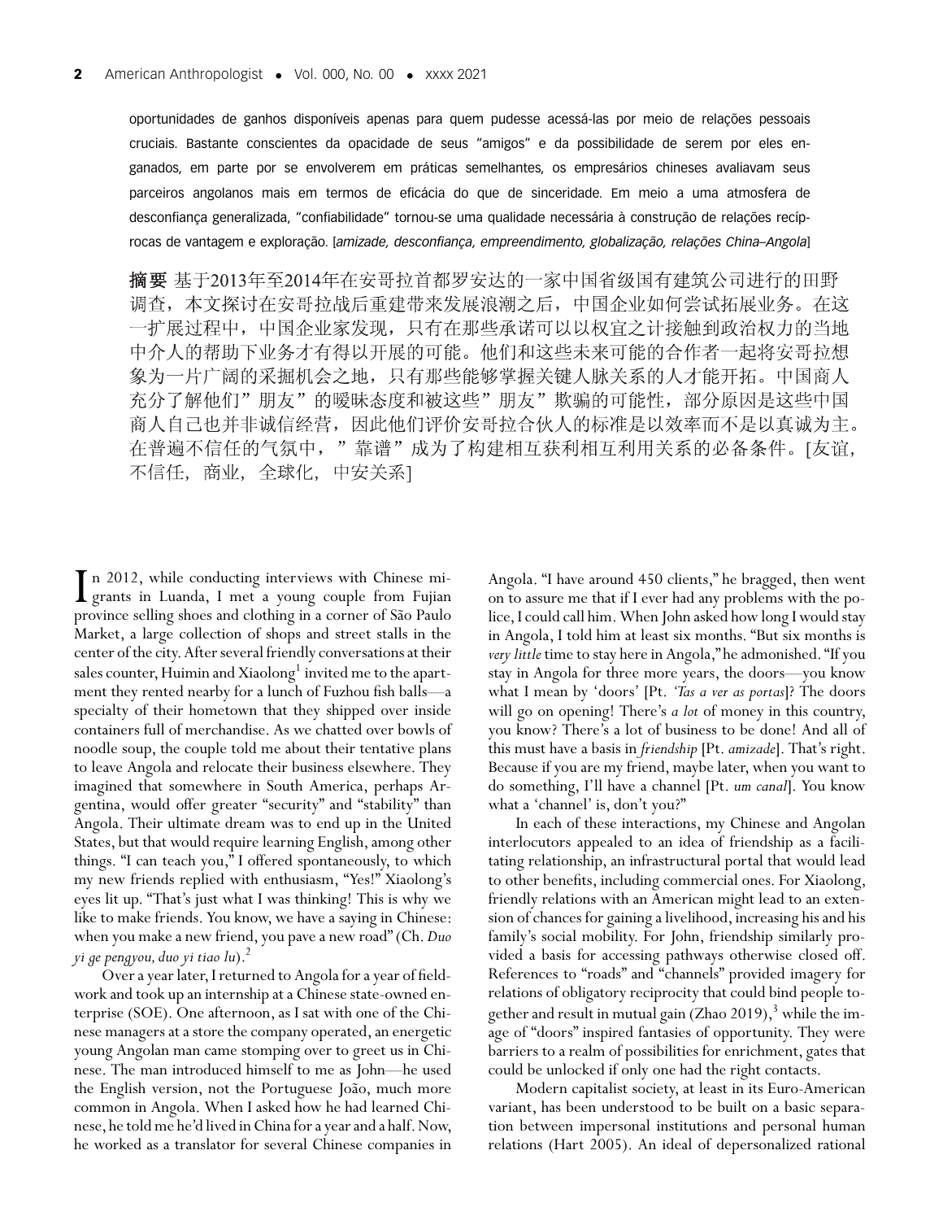oportunidades de ganhos disponíveis apenas para quem pudesse acessá-las por meio de relações pessoais cruciais. Bastante conscientes da opacidade de seus "amigos" e da possibilidade de serem por eles enganados, em parte por se envolverem em práticas semelhantes, os empresários chineses avaliavam seus parceiros angolanos mais em termos de eficácia do que de sinceridade. Em meio a uma atmosfera de desconfiança generalizada, "confiabilidade" tornou-se uma qualidade necessária à construção de relações recíprocas de vantagem e exploração. [*amizade, desconfiança, empreendimento, globalização, relações China–Angola*]

**摘要** 基于2013年至2014年在安哥拉首都罗安达的一家中国省级国有建筑公司进行的田野调查，本文探讨在安哥拉战后重建带来发展浪潮之后，中国企业如何尝试拓展业务。在这一扩展过程中，中国企业家发现，只有在那些承诺可以以权宜之计接触到政治权力的当地中介人的帮助下业务才有得以开展的可能。他们和这些未来可能的合作者一起将安哥拉想象为一片广阔的采掘机会之地，只有那些能够掌握关键人脉关系的人才能开拓。中国商人充分了解他们"朋友"的暧昧态度和被这些"朋友"欺骗的可能性，部分原因是这些中国商人自己也并非诚信经营，因此他们评价安哥拉合伙人的标准是以效率而不是以真诚为主。在普遍不信任的气氛中，"靠谱"成为了构建相互获利相互利用关系的必备条件。[友谊，不信任，商业，全球化，中安关系]

In 2012, while conducting interviews with Chinese migrants in Luanda, I met a young couple from Fujian province selling shoes and clothing in a corner of São Paulo Market, a large collection of shops and street stalls in the center of the city. After several friendly conversations at their sales counter, Huimin and Xiaolong[1] invited me to the apartment they rented nearby for a lunch of Fuzhou fish balls—a specialty of their hometown that they shipped over inside containers full of merchandise. As we chatted over bowls of noodle soup, the couple told me about their tentative plans to leave Angola and relocate their business elsewhere. They imagined that somewhere in South America, perhaps Argentina, would offer greater "security" and "stability" than Angola. Their ultimate dream was to end up in the United States, but that would require learning English, among other things. "I can teach you," I offered spontaneously, to which my new friends replied with enthusiasm, "Yes!" Xiaolong's eyes lit up. "That's just what I was thinking! This is why we like to make friends. You know, we have a saying in Chinese: when you make a new friend, you pave a new road" (Ch. *Duo yi ge pengyou, duo yi tiao lu*).[2]

Over a year later, I returned to Angola for a year of fieldwork and took up an internship at a Chinese state-owned enterprise (SOE). One afternoon, as I sat with one of the Chinese managers at a store the company operated, an energetic young Angolan man came stomping over to greet us in Chinese. The man introduced himself to me as John—he used the English version, not the Portuguese João, much more common in Angola. When I asked how he had learned Chinese, he told me he'd lived in China for a year and a half. Now, he worked as a translator for several Chinese companies in Angola. "I have around 450 clients," he bragged, then went on to assure me that if I ever had any problems with the police, I could call him. When John asked how long I would stay in Angola, I told him at least six months. "But six months is *very little* time to stay here in Angola," he admonished. "If you stay in Angola for three more years, the doors—you know what I mean by 'doors' [Pt. *'Tas a ver as portas*]? The doors will go on opening! There's *a lot* of money in this country, you know? There's a lot of business to be done! And all of this must have a basis in *friendship* [Pt. *amizade*]. That's right. Because if you are my friend, maybe later, when you want to do something, I'll have a channel [Pt. *um canal*]. You know what a 'channel' is, don't you?"

In each of these interactions, my Chinese and Angolan interlocutors appealed to an idea of friendship as a facilitating relationship, an infrastructural portal that would lead to other benefits, including commercial ones. For Xiaolong, friendly relations with an American might lead to an extension of chances for gaining a livelihood, increasing his and his family's social mobility. For John, friendship similarly provided a basis for accessing pathways otherwise closed off. References to "roads" and "channels" provided imagery for relations of obligatory reciprocity that could bind people together and result in mutual gain (Zhao 2019),[3] while the image of "doors" inspired fantasies of opportunity. They were barriers to a realm of possibilities for enrichment, gates that could be unlocked if only one had the right contacts.

Modern capitalist society, at least in its Euro-American variant, has been understood to be built on a basic separation between impersonal institutions and personal human relations (Hart 2005). An ideal of depersonalized rational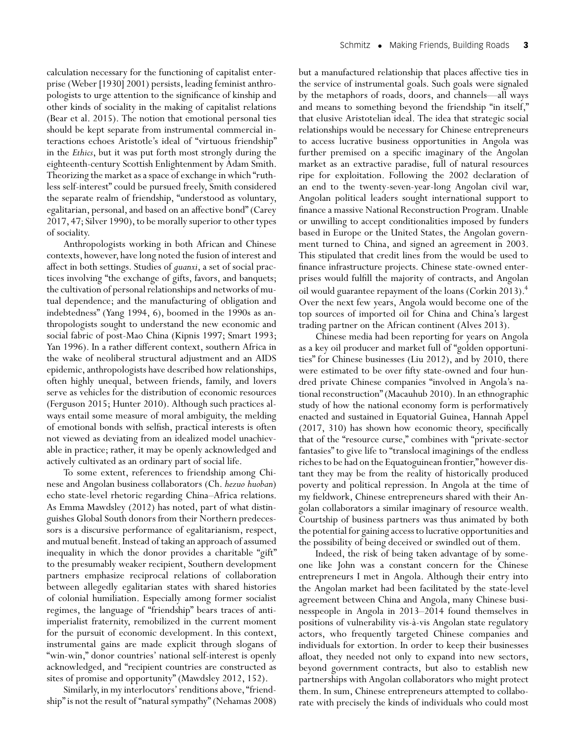calculation necessary for the functioning of capitalist enterprise (Weber [1930] 2001) persists, leading feminist anthropologists to urge attention to the significance of kinship and other kinds of sociality in the making of capitalist relations (Bear et al. 2015). The notion that emotional personal ties should be kept separate from instrumental commercial interactions echoes Aristotle's ideal of "virtuous friendship" in the *Ethics*, but it was put forth most strongly during the eighteenth-century Scottish Enlightenment by Adam Smith. Theorizing the market as a space of exchange in which "ruthless self-interest" could be pursued freely, Smith considered the separate realm of friendship, "understood as voluntary, egalitarian, personal, and based on an affective bond" (Carey 2017, 47; Silver 1990), to be morally superior to other types of sociality.

Anthropologists working in both African and Chinese contexts, however, have long noted the fusion of interest and affect in both settings. Studies of *guanxi*, a set of social practices involving "the exchange of gifts, favors, and banquets; the cultivation of personal relationships and networks of mutual dependence; and the manufacturing of obligation and indebtedness" (Yang 1994, 6), boomed in the 1990s as anthropologists sought to understand the new economic and social fabric of post-Mao China (Kipnis 1997; Smart 1993; Yan 1996). In a rather different context, southern Africa in the wake of neoliberal structural adjustment and an AIDS epidemic, anthropologists have described how relationships, often highly unequal, between friends, family, and lovers serve as vehicles for the distribution of economic resources (Ferguson 2015; Hunter 2010). Although such practices always entail some measure of moral ambiguity, the melding of emotional bonds with selfish, practical interests is often not viewed as deviating from an idealized model unachievable in practice; rather, it may be openly acknowledged and actively cultivated as an ordinary part of social life.

To some extent, references to friendship among Chinese and Angolan business collaborators (Ch. *hezuo huoban*) echo state-level rhetoric regarding China–Africa relations. As Emma Mawdsley (2012) has noted, part of what distinguishes Global South donors from their Northern predecessors is a discursive performance of egalitarianism, respect, and mutual benefit. Instead of taking an approach of assumed inequality in which the donor provides a charitable "gift" to the presumably weaker recipient, Southern development partners emphasize reciprocal relations of collaboration between allegedly egalitarian states with shared histories of colonial humiliation. Especially among former socialist regimes, the language of "friendship" bears traces of anti-imperialist fraternity, remobilized in the current moment for the pursuit of economic development. In this context, instrumental gains are made explicit through slogans of "win-win," donor countries' national self-interest is openly acknowledged, and "recipient countries are constructed as sites of promise and opportunity" (Mawdsley 2012, 152).

Similarly, in my interlocutors' renditions above, "friendship" is not the result of "natural sympathy" (Nehamas 2008) but a manufactured relationship that places affective ties in the service of instrumental goals. Such goals were signaled by the metaphors of roads, doors, and channels—all ways and means to something beyond the friendship "in itself," that elusive Aristotelian ideal. The idea that strategic social relationships would be necessary for Chinese entrepreneurs to access lucrative business opportunities in Angola was further premised on a specific imaginary of the Angolan market as an extractive paradise, full of natural resources ripe for exploitation. Following the 2002 declaration of an end to the twenty-seven-year-long Angolan civil war, Angolan political leaders sought international support to finance a massive National Reconstruction Program. Unable or unwilling to accept conditionalities imposed by funders based in Europe or the United States, the Angolan government turned to China, and signed an agreement in 2003. This stipulated that credit lines from the would be used to finance infrastructure projects. Chinese state-owned enterprises would fulfill the majority of contracts, and Angolan oil would guarantee repayment of the loans (Corkin 2013).[4] Over the next few years, Angola would become one of the top sources of imported oil for China and China's largest trading partner on the African continent (Alves 2013).

Chinese media had been reporting for years on Angola as a key oil producer and market full of "golden opportunities" for Chinese businesses (Liu 2012), and by 2010, there were estimated to be over fifty state-owned and four hundred private Chinese companies "involved in Angola's national reconstruction" (Macauhub 2010). In an ethnographic study of how the national economy form is performatively enacted and sustained in Equatorial Guinea, Hannah Appel (2017, 310) has shown how economic theory, specifically that of the "resource curse," combines with "private-sector fantasies" to give life to "translocal imaginings of the endless riches to be had on the Equatoguinean frontier," however distant they may be from the reality of historically produced poverty and political repression. In Angola at the time of my fieldwork, Chinese entrepreneurs shared with their Angolan collaborators a similar imaginary of resource wealth. Courtship of business partners was thus animated by both the potential for gaining access to lucrative opportunities and the possibility of being deceived or swindled out of them.

Indeed, the risk of being taken advantage of by someone like John was a constant concern for the Chinese entrepreneurs I met in Angola. Although their entry into the Angolan market had been facilitated by the state-level agreement between China and Angola, many Chinese businesspeople in Angola in 2013–2014 found themselves in positions of vulnerability vis-à-vis Angolan state regulatory actors, who frequently targeted Chinese companies and individuals for extortion. In order to keep their businesses afloat, they needed not only to expand into new sectors, beyond government contracts, but also to establish new partnerships with Angolan collaborators who might protect them. In sum, Chinese entrepreneurs attempted to collaborate with precisely the kinds of individuals who could most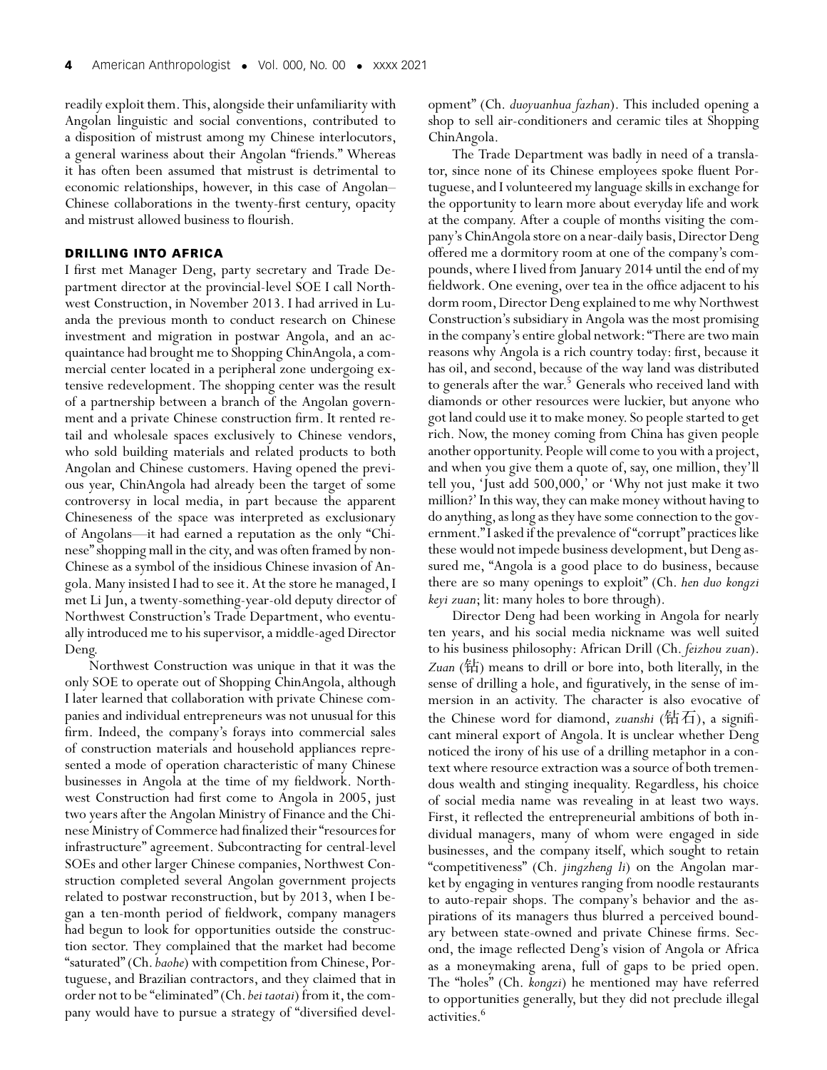readily exploit them. This, alongside their unfamiliarity with Angolan linguistic and social conventions, contributed to a disposition of mistrust among my Chinese interlocutors, a general wariness about their Angolan "friends." Whereas it has often been assumed that mistrust is detrimental to economic relationships, however, in this case of Angolan–Chinese collaborations in the twenty-first century, opacity and mistrust allowed business to flourish.

## DRILLING INTO AFRICA

I first met Manager Deng, party secretary and Trade Department director at the provincial-level SOE I call Northwest Construction, in November 2013. I had arrived in Luanda the previous month to conduct research on Chinese investment and migration in postwar Angola, and an acquaintance had brought me to Shopping ChinAngola, a commercial center located in a peripheral zone undergoing extensive redevelopment. The shopping center was the result of a partnership between a branch of the Angolan government and a private Chinese construction firm. It rented retail and wholesale spaces exclusively to Chinese vendors, who sold building materials and related products to both Angolan and Chinese customers. Having opened the previous year, ChinAngola had already been the target of some controversy in local media, in part because the apparent Chineseness of the space was interpreted as exclusionary of Angolans—it had earned a reputation as the only "Chinese" shopping mall in the city, and was often framed by non-Chinese as a symbol of the insidious Chinese invasion of Angola. Many insisted I had to see it. At the store he managed, I met Li Jun, a twenty-something-year-old deputy director of Northwest Construction's Trade Department, who eventually introduced me to his supervisor, a middle-aged Director Deng.

Northwest Construction was unique in that it was the only SOE to operate out of Shopping ChinAngola, although I later learned that collaboration with private Chinese companies and individual entrepreneurs was not unusual for this firm. Indeed, the company's forays into commercial sales of construction materials and household appliances represented a mode of operation characteristic of many Chinese businesses in Angola at the time of my fieldwork. Northwest Construction had first come to Angola in 2005, just two years after the Angolan Ministry of Finance and the Chinese Ministry of Commerce had finalized their "resources for infrastructure" agreement. Subcontracting for central-level SOEs and other larger Chinese companies, Northwest Construction completed several Angolan government projects related to postwar reconstruction, but by 2013, when I began a ten-month period of fieldwork, company managers had begun to look for opportunities outside the construction sector. They complained that the market had become "saturated" (Ch. *baohe*) with competition from Chinese, Portuguese, and Brazilian contractors, and they claimed that in order not to be "eliminated" (Ch. *bei taotai*) from it, the company would have to pursue a strategy of "diversified development" (Ch. *duoyuanhua fazhan*). This included opening a shop to sell air-conditioners and ceramic tiles at Shopping ChinAngola.

The Trade Department was badly in need of a translator, since none of its Chinese employees spoke fluent Portuguese, and I volunteered my language skills in exchange for the opportunity to learn more about everyday life and work at the company. After a couple of months visiting the company's ChinAngola store on a near-daily basis, Director Deng offered me a dormitory room at one of the company's compounds, where I lived from January 2014 until the end of my fieldwork. One evening, over tea in the office adjacent to his dorm room, Director Deng explained to me why Northwest Construction's subsidiary in Angola was the most promising in the company's entire global network: "There are two main reasons why Angola is a rich country today: first, because it has oil, and second, because of the way land was distributed to generals after the war.[5] Generals who received land with diamonds or other resources were luckier, but anyone who got land could use it to make money. So people started to get rich. Now, the money coming from China has given people another opportunity. People will come to you with a project, and when you give them a quote of, say, one million, they'll tell you, 'Just add 500,000,' or 'Why not just make it two million?' In this way, they can make money without having to do anything, as long as they have some connection to the government." I asked if the prevalence of "corrupt" practices like these would not impede business development, but Deng assured me, "Angola is a good place to do business, because there are so many openings to exploit" (Ch. *hen duo kongzi keyi zuan*; lit: many holes to bore through).

Director Deng had been working in Angola for nearly ten years, and his social media nickname was well suited to his business philosophy: African Drill (Ch. *feizhou zuan*). *Zuan* (钻) means to drill or bore into, both literally, in the sense of drilling a hole, and figuratively, in the sense of immersion in an activity. The character is also evocative of the Chinese word for diamond, *zuanshi* (钻石), a significant mineral export of Angola. It is unclear whether Deng noticed the irony of his use of a drilling metaphor in a context where resource extraction was a source of both tremendous wealth and stinging inequality. Regardless, his choice of social media name was revealing in at least two ways. First, it reflected the entrepreneurial ambitions of both individual managers, many of whom were engaged in side businesses, and the company itself, which sought to retain "competitiveness" (Ch. *jingzheng li*) on the Angolan market by engaging in ventures ranging from noodle restaurants to auto-repair shops. The company's behavior and the aspirations of its managers thus blurred a perceived boundary between state-owned and private Chinese firms. Second, the image reflected Deng's vision of Angola or Africa as a moneymaking arena, full of gaps to be pried open. The "holes" (Ch. *kongzi*) he mentioned may have referred to opportunities generally, but they did not preclude illegal activities.[6]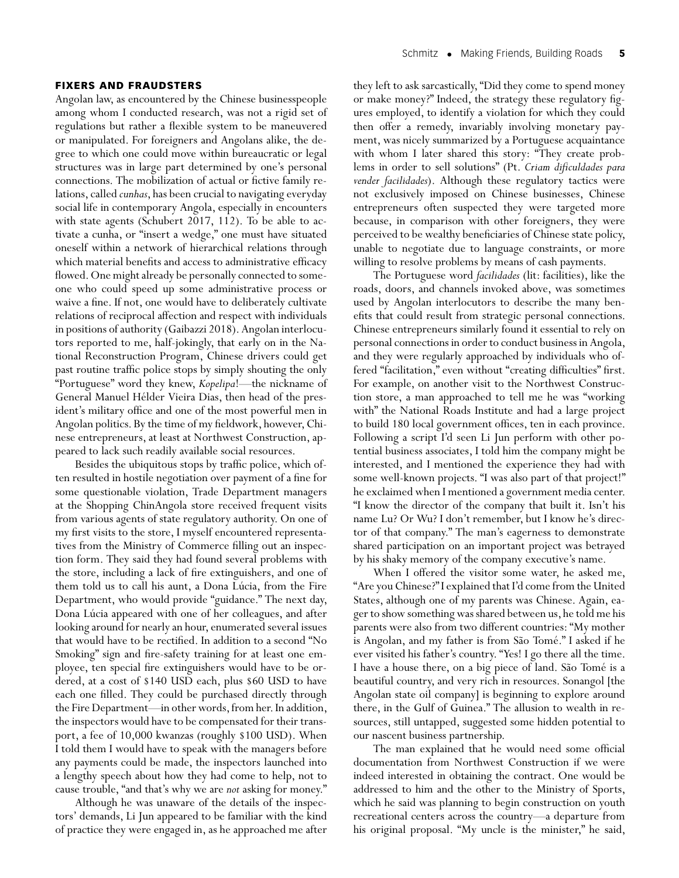## FIXERS AND FRAUDSTERS

Angolan law, as encountered by the Chinese businesspeople among whom I conducted research, was not a rigid set of regulations but rather a flexible system to be maneuvered or manipulated. For foreigners and Angolans alike, the degree to which one could move within bureaucratic or legal structures was in large part determined by one's personal connections. The mobilization of actual or fictive family relations, called *cunhas*, has been crucial to navigating everyday social life in contemporary Angola, especially in encounters with state agents (Schubert 2017, 112). To be able to activate a cunha, or "insert a wedge," one must have situated oneself within a network of hierarchical relations through which material benefits and access to administrative efficacy flowed. One might already be personally connected to someone who could speed up some administrative process or waive a fine. If not, one would have to deliberately cultivate relations of reciprocal affection and respect with individuals in positions of authority (Gaibazzi 2018). Angolan interlocutors reported to me, half-jokingly, that early on in the National Reconstruction Program, Chinese drivers could get past routine traffic police stops by simply shouting the only "Portuguese" word they knew, *Kopelipa*!—the nickname of General Manuel Hélder Vieira Dias, then head of the president's military office and one of the most powerful men in Angolan politics. By the time of my fieldwork, however, Chinese entrepreneurs, at least at Northwest Construction, appeared to lack such readily available social resources.

Besides the ubiquitous stops by traffic police, which often resulted in hostile negotiation over payment of a fine for some questionable violation, Trade Department managers at the Shopping ChinAngola store received frequent visits from various agents of state regulatory authority. On one of my first visits to the store, I myself encountered representatives from the Ministry of Commerce filling out an inspection form. They said they had found several problems with the store, including a lack of fire extinguishers, and one of them told us to call his aunt, a Dona Lúcia, from the Fire Department, who would provide "guidance." The next day, Dona Lúcia appeared with one of her colleagues, and after looking around for nearly an hour, enumerated several issues that would have to be rectified. In addition to a second "No Smoking" sign and fire-safety training for at least one employee, ten special fire extinguishers would have to be ordered, at a cost of $140 USD each, plus $60 USD to have each one filled. They could be purchased directly through the Fire Department—in other words, from her. In addition, the inspectors would have to be compensated for their transport, a fee of 10,000 kwanzas (roughly $100 USD). When I told them I would have to speak with the managers before any payments could be made, the inspectors launched into a lengthy speech about how they had come to help, not to cause trouble, "and that's why we are *not* asking for money."

Although he was unaware of the details of the inspectors' demands, Li Jun appeared to be familiar with the kind of practice they were engaged in, as he approached me after they left to ask sarcastically, "Did they come to spend money or make money?" Indeed, the strategy these regulatory figures employed, to identify a violation for which they could then offer a remedy, invariably involving monetary payment, was nicely summarized by a Portuguese acquaintance with whom I later shared this story: "They create problems in order to sell solutions" (Pt. *Criam dificuldades para vender facilidades*). Although these regulatory tactics were not exclusively imposed on Chinese businesses, Chinese entrepreneurs often suspected they were targeted more because, in comparison with other foreigners, they were perceived to be wealthy beneficiaries of Chinese state policy, unable to negotiate due to language constraints, or more willing to resolve problems by means of cash payments.

The Portuguese word *facilidades* (lit: facilities), like the roads, doors, and channels invoked above, was sometimes used by Angolan interlocutors to describe the many benefits that could result from strategic personal connections. Chinese entrepreneurs similarly found it essential to rely on personal connections in order to conduct business in Angola, and they were regularly approached by individuals who offered "facilitation," even without "creating difficulties" first. For example, on another visit to the Northwest Construction store, a man approached to tell me he was "working with" the National Roads Institute and had a large project to build 180 local government offices, ten in each province. Following a script I'd seen Li Jun perform with other potential business associates, I told him the company might be interested, and I mentioned the experience they had with some well-known projects. "I was also part of that project!" he exclaimed when I mentioned a government media center. "I know the director of the company that built it. Isn't his name Lu? Or Wu? I don't remember, but I know he's director of that company." The man's eagerness to demonstrate shared participation on an important project was betrayed by his shaky memory of the company executive's name.

When I offered the visitor some water, he asked me, "Are you Chinese?" I explained that I'd come from the United States, although one of my parents was Chinese. Again, eager to show something was shared between us, he told me his parents were also from two different countries: "My mother is Angolan, and my father is from São Tomé." I asked if he ever visited his father's country. "Yes! I go there all the time. I have a house there, on a big piece of land. São Tomé is a beautiful country, and very rich in resources. Sonangol [the Angolan state oil company] is beginning to explore around there, in the Gulf of Guinea." The allusion to wealth in resources, still untapped, suggested some hidden potential to our nascent business partnership.

The man explained that he would need some official documentation from Northwest Construction if we were indeed interested in obtaining the contract. One would be addressed to him and the other to the Ministry of Sports, which he said was planning to begin construction on youth recreational centers across the country—a departure from his original proposal. "My uncle is the minister," he said,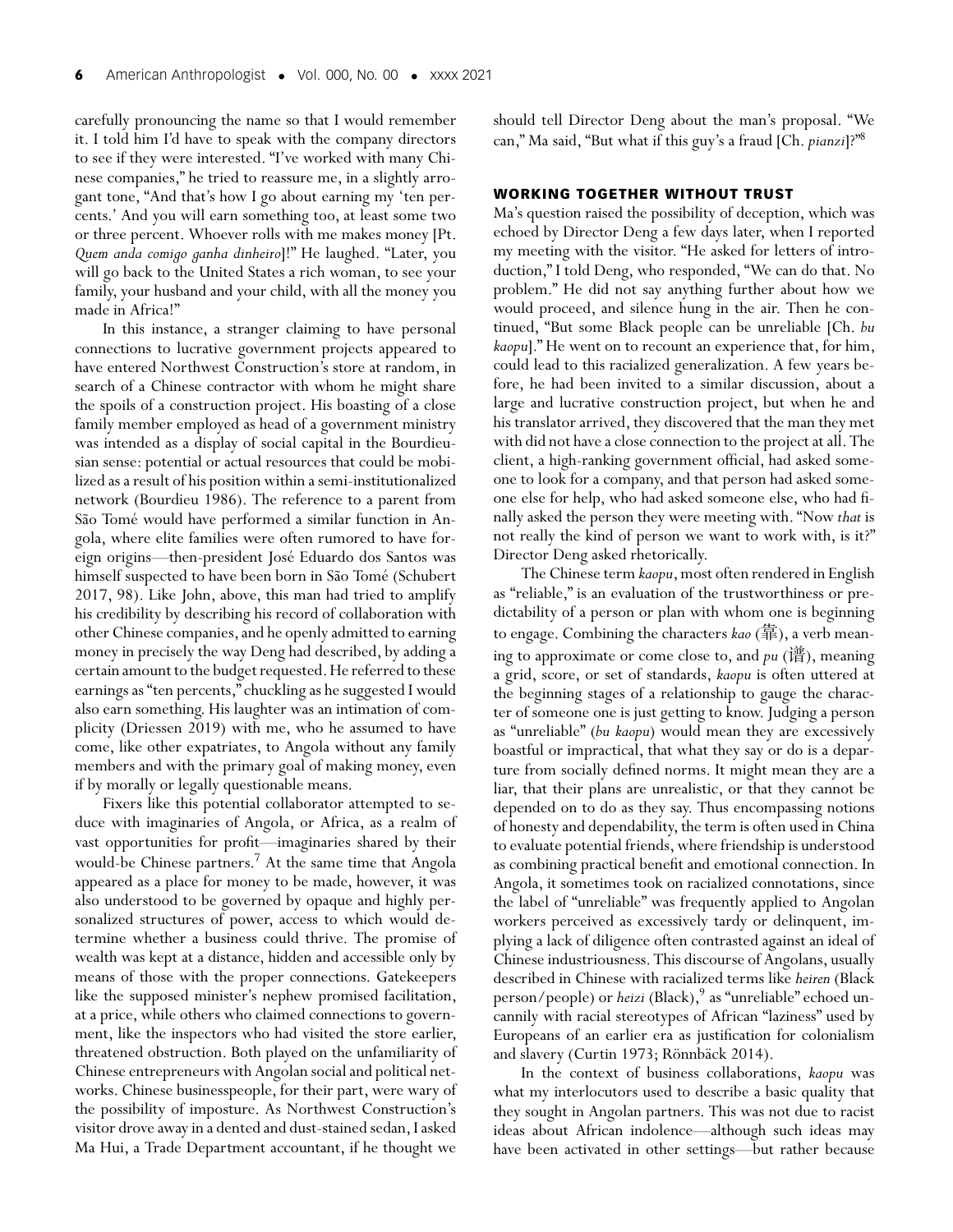carefully pronouncing the name so that I would remember it. I told him I'd have to speak with the company directors to see if they were interested. "I've worked with many Chinese companies," he tried to reassure me, in a slightly arrogant tone, "And that's how I go about earning my 'ten percents.' And you will earn something too, at least some two or three percent. Whoever rolls with me makes money [Pt. *Quem anda comigo ganha dinheiro*]!" He laughed. "Later, you will go back to the United States a rich woman, to see your family, your husband and your child, with all the money you made in Africa!"

In this instance, a stranger claiming to have personal connections to lucrative government projects appeared to have entered Northwest Construction's store at random, in search of a Chinese contractor with whom he might share the spoils of a construction project. His boasting of a close family member employed as head of a government ministry was intended as a display of social capital in the Bourdieusian sense: potential or actual resources that could be mobilized as a result of his position within a semi-institutionalized network (Bourdieu 1986). The reference to a parent from São Tomé would have performed a similar function in Angola, where elite families were often rumored to have foreign origins—then-president José Eduardo dos Santos was himself suspected to have been born in São Tomé (Schubert 2017, 98). Like John, above, this man had tried to amplify his credibility by describing his record of collaboration with other Chinese companies, and he openly admitted to earning money in precisely the way Deng had described, by adding a certain amount to the budget requested. He referred to these earnings as "ten percents," chuckling as he suggested I would also earn something. His laughter was an intimation of complicity (Driessen 2019) with me, who he assumed to have come, like other expatriates, to Angola without any family members and with the primary goal of making money, even if by morally or legally questionable means.

Fixers like this potential collaborator attempted to seduce with imaginaries of Angola, or Africa, as a realm of vast opportunities for profit—imaginaries shared by their would-be Chinese partners.[7] At the same time that Angola appeared as a place for money to be made, however, it was also understood to be governed by opaque and highly personalized structures of power, access to which would determine whether a business could thrive. The promise of wealth was kept at a distance, hidden and accessible only by means of those with the proper connections. Gatekeepers like the supposed minister's nephew promised facilitation, at a price, while others who claimed connections to government, like the inspectors who had visited the store earlier, threatened obstruction. Both played on the unfamiliarity of Chinese entrepreneurs with Angolan social and political networks. Chinese businesspeople, for their part, were wary of the possibility of imposture. As Northwest Construction's visitor drove away in a dented and dust-stained sedan, I asked Ma Hui, a Trade Department accountant, if he thought we should tell Director Deng about the man's proposal. "We can," Ma said, "But what if this guy's a fraud [Ch. *pianzi*]?"[8]

## WORKING TOGETHER WITHOUT TRUST

Ma's question raised the possibility of deception, which was echoed by Director Deng a few days later, when I reported my meeting with the visitor. "He asked for letters of introduction," I told Deng, who responded, "We can do that. No problem." He did not say anything further about how we would proceed, and silence hung in the air. Then he continued, "But some Black people can be unreliable [Ch. *bu kaopu*]." He went on to recount an experience that, for him, could lead to this racialized generalization. A few years before, he had been invited to a similar discussion, about a large and lucrative construction project, but when he and his translator arrived, they discovered that the man they met with did not have a close connection to the project at all. The client, a high-ranking government official, had asked someone to look for a company, and that person had asked someone else for help, who had asked someone else, who had finally asked the person they were meeting with. "Now *that* is not really the kind of person we want to work with, is it?" Director Deng asked rhetorically.

The Chinese term *kaopu*, most often rendered in English as "reliable," is an evaluation of the trustworthiness or predictability of a person or plan with whom one is beginning to engage. Combining the characters *kao* (靠), a verb meaning to approximate or come close to, and *pu* (谱), meaning a grid, score, or set of standards, *kaopu* is often uttered at the beginning stages of a relationship to gauge the character of someone one is just getting to know. Judging a person as "unreliable" (*bu kaopu*) would mean they are excessively boastful or impractical, that what they say or do is a departure from socially defined norms. It might mean they are a liar, that their plans are unrealistic, or that they cannot be depended on to do as they say. Thus encompassing notions of honesty and dependability, the term is often used in China to evaluate potential friends, where friendship is understood as combining practical benefit and emotional connection. In Angola, it sometimes took on racialized connotations, since the label of "unreliable" was frequently applied to Angolan workers perceived as excessively tardy or delinquent, implying a lack of diligence often contrasted against an ideal of Chinese industriousness. This discourse of Angolans, usually described in Chinese with racialized terms like *heiren* (Black person/people) or *heizi* (Black),[9] as "unreliable" echoed uncannily with racial stereotypes of African "laziness" used by Europeans of an earlier era as justification for colonialism and slavery (Curtin 1973; Rönnbäck 2014).

In the context of business collaborations, *kaopu* was what my interlocutors used to describe a basic quality that they sought in Angolan partners. This was not due to racist ideas about African indolence—although such ideas may have been activated in other settings—but rather because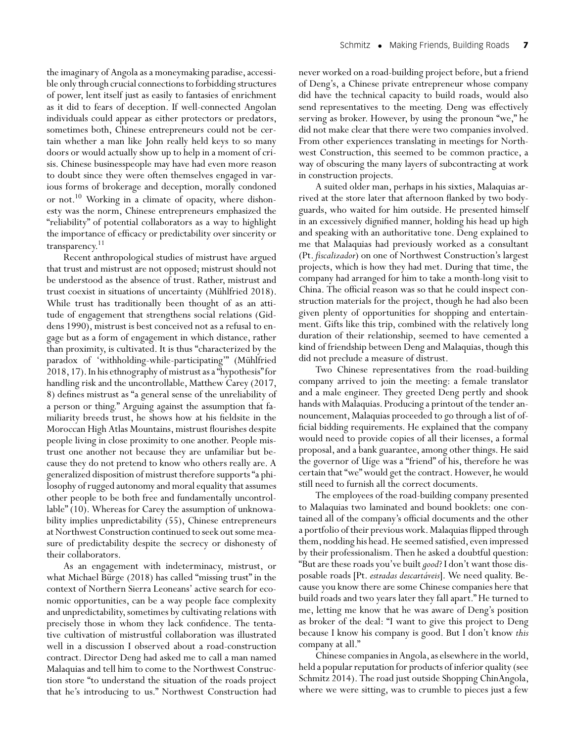the imaginary of Angola as a moneymaking paradise, accessible only through crucial connections to forbidding structures of power, lent itself just as easily to fantasies of enrichment as it did to fears of deception. If well-connected Angolan individuals could appear as either protectors or predators, sometimes both, Chinese entrepreneurs could not be certain whether a man like John really held keys to so many doors or would actually show up to help in a moment of crisis. Chinese businesspeople may have had even more reason to doubt since they were often themselves engaged in various forms of brokerage and deception, morally condoned or not.[10] Working in a climate of opacity, where dishonesty was the norm, Chinese entrepreneurs emphasized the "reliability" of potential collaborators as a way to highlight the importance of efficacy or predictability over sincerity or transparency.[11]

Recent anthropological studies of mistrust have argued that trust and mistrust are not opposed; mistrust should not be understood as the absence of trust. Rather, mistrust and trust coexist in situations of uncertainty (Mühlfried 2018). While trust has traditionally been thought of as an attitude of engagement that strengthens social relations (Giddens 1990), mistrust is best conceived not as a refusal to engage but as a form of engagement in which distance, rather than proximity, is cultivated. It is thus "characterized by the paradox of 'withholding-while-participating'" (Mühlfried 2018, 17). In his ethnography of mistrust as a "hypothesis" for handling risk and the uncontrollable, Matthew Carey (2017, 8) defines mistrust as "a general sense of the unreliability of a person or thing." Arguing against the assumption that familiarity breeds trust, he shows how at his fieldsite in the Moroccan High Atlas Mountains, mistrust flourishes despite people living in close proximity to one another. People mistrust one another not because they are unfamiliar but because they do not pretend to know who others really are. A generalized disposition of mistrust therefore supports "a philosophy of rugged autonomy and moral equality that assumes other people to be both free and fundamentally uncontrollable" (10). Whereas for Carey the assumption of unknowability implies unpredictability (55), Chinese entrepreneurs at Northwest Construction continued to seek out some measure of predictability despite the secrecy or dishonesty of their collaborators.

As an engagement with indeterminacy, mistrust, or what Michael Bürge (2018) has called "missing trust" in the context of Northern Sierra Leoneans' active search for economic opportunities, can be a way people face complexity and unpredictability, sometimes by cultivating relations with precisely those in whom they lack confidence. The tentative cultivation of mistrustful collaboration was illustrated well in a discussion I observed about a road-construction contract. Director Deng had asked me to call a man named Malaquias and tell him to come to the Northwest Construction store "to understand the situation of the roads project that he's introducing to us." Northwest Construction had never worked on a road-building project before, but a friend of Deng's, a Chinese private entrepreneur whose company did have the technical capacity to build roads, would also send representatives to the meeting. Deng was effectively serving as broker. However, by using the pronoun "we," he did not make clear that there were two companies involved. From other experiences translating in meetings for Northwest Construction, this seemed to be common practice, a way of obscuring the many layers of subcontracting at work in construction projects.

A suited older man, perhaps in his sixties, Malaquias arrived at the store later that afternoon flanked by two bodyguards, who waited for him outside. He presented himself in an excessively dignified manner, holding his head up high and speaking with an authoritative tone. Deng explained to me that Malaquias had previously worked as a consultant (Pt. *fiscalizador*) on one of Northwest Construction's largest projects, which is how they had met. During that time, the company had arranged for him to take a month-long visit to China. The official reason was so that he could inspect construction materials for the project, though he had also been given plenty of opportunities for shopping and entertainment. Gifts like this trip, combined with the relatively long duration of their relationship, seemed to have cemented a kind of friendship between Deng and Malaquias, though this did not preclude a measure of distrust.

Two Chinese representatives from the road-building company arrived to join the meeting: a female translator and a male engineer. They greeted Deng pertly and shook hands with Malaquias. Producing a printout of the tender announcement, Malaquias proceeded to go through a list of official bidding requirements. He explained that the company would need to provide copies of all their licenses, a formal proposal, and a bank guarantee, among other things. He said the governor of Uíge was a "friend" of his, therefore he was certain that "we" would get the contract. However, he would still need to furnish all the correct documents.

The employees of the road-building company presented to Malaquias two laminated and bound booklets: one contained all of the company's official documents and the other a portfolio of their previous work. Malaquias flipped through them, nodding his head. He seemed satisfied, even impressed by their professionalism. Then he asked a doubtful question: "But are these roads you've built *good*? I don't want those disposable roads [Pt. *estradas descartáveis*]. We need quality. Because you know there are some Chinese companies here that build roads and two years later they fall apart." He turned to me, letting me know that he was aware of Deng's position as broker of the deal: "I want to give this project to Deng because I know his company is good. But I don't know *this* company at all."

Chinese companies in Angola, as elsewhere in the world, held a popular reputation for products of inferior quality (see Schmitz 2014). The road just outside Shopping ChinAngola, where we were sitting, was to crumble to pieces just a few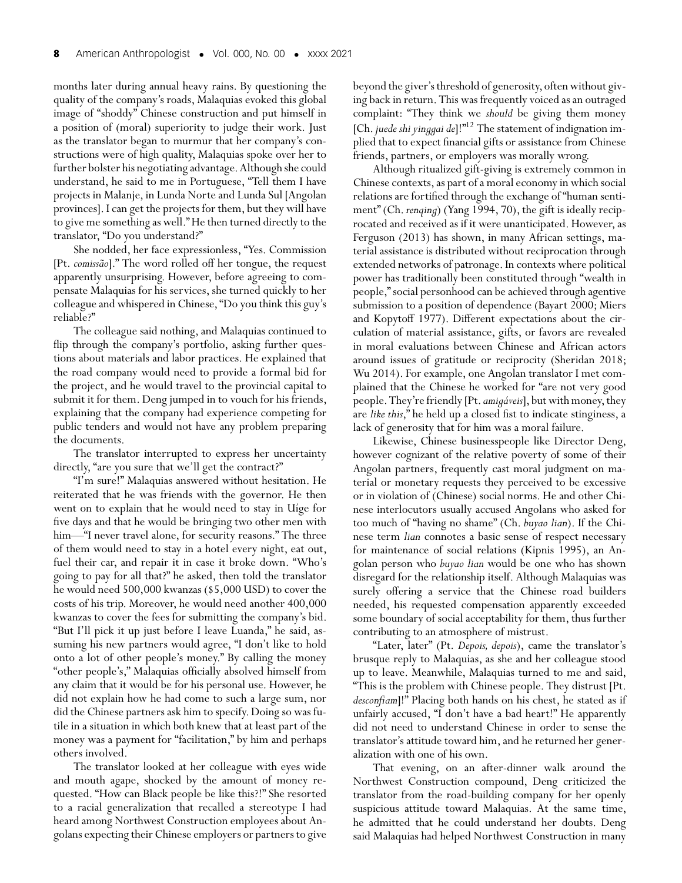months later during annual heavy rains. By questioning the quality of the company's roads, Malaquias evoked this global image of "shoddy" Chinese construction and put himself in a position of (moral) superiority to judge their work. Just as the translator began to murmur that her company's constructions were of high quality, Malaquias spoke over her to further bolster his negotiating advantage. Although she could understand, he said to me in Portuguese, "Tell them I have projects in Malanje, in Lunda Norte and Lunda Sul [Angolan provinces]. I can get the projects for them, but they will have to give me something as well." He then turned directly to the translator, "Do you understand?"

She nodded, her face expressionless, "Yes. Commission [Pt. *comissão*]." The word rolled off her tongue, the request apparently unsurprising. However, before agreeing to compensate Malaquias for his services, she turned quickly to her colleague and whispered in Chinese, "Do you think this guy's reliable?"

The colleague said nothing, and Malaquias continued to flip through the company's portfolio, asking further questions about materials and labor practices. He explained that the road company would need to provide a formal bid for the project, and he would travel to the provincial capital to submit it for them. Deng jumped in to vouch for his friends, explaining that the company had experience competing for public tenders and would not have any problem preparing the documents.

The translator interrupted to express her uncertainty directly, "are you sure that we'll get the contract?"

"I'm sure!" Malaquias answered without hesitation. He reiterated that he was friends with the governor. He then went on to explain that he would need to stay in Uíge for five days and that he would be bringing two other men with him—"I never travel alone, for security reasons." The three of them would need to stay in a hotel every night, eat out, fuel their car, and repair it in case it broke down. "Who's going to pay for all that?" he asked, then told the translator he would need 500,000 kwanzas ($5,000 USD) to cover the costs of his trip. Moreover, he would need another 400,000 kwanzas to cover the fees for submitting the company's bid. "But I'll pick it up just before I leave Luanda," he said, assuming his new partners would agree, "I don't like to hold onto a lot of other people's money." By calling the money "other people's," Malaquias officially absolved himself from any claim that it would be for his personal use. However, he did not explain how he had come to such a large sum, nor did the Chinese partners ask him to specify. Doing so was futile in a situation in which both knew that at least part of the money was a payment for "facilitation," by him and perhaps others involved.

The translator looked at her colleague with eyes wide and mouth agape, shocked by the amount of money requested. "How can Black people be like this?!" She resorted to a racial generalization that recalled a stereotype I had heard among Northwest Construction employees about Angolans expecting their Chinese employers or partners to give beyond the giver's threshold of generosity, often without giving back in return. This was frequently voiced as an outraged complaint: "They think we *should* be giving them money [Ch. *juede shi yinggai de*]!"[12] The statement of indignation implied that to expect financial gifts or assistance from Chinese friends, partners, or employers was morally wrong.

Although ritualized gift-giving is extremely common in Chinese contexts, as part of a moral economy in which social relations are fortified through the exchange of "human sentiment" (Ch. *renqing*) (Yang 1994, 70), the gift is ideally reciprocated and received as if it were unanticipated. However, as Ferguson (2013) has shown, in many African settings, material assistance is distributed without reciprocation through extended networks of patronage. In contexts where political power has traditionally been constituted through "wealth in people," social personhood can be achieved through agentive submission to a position of dependence (Bayart 2000; Miers and Kopytoff 1977). Different expectations about the circulation of material assistance, gifts, or favors are revealed in moral evaluations between Chinese and African actors around issues of gratitude or reciprocity (Sheridan 2018; Wu 2014). For example, one Angolan translator I met complained that the Chinese he worked for "are not very good people. They're friendly [Pt. *amigáveis*], but with money, they are *like this*," he held up a closed fist to indicate stinginess, a lack of generosity that for him was a moral failure.

Likewise, Chinese businesspeople like Director Deng, however cognizant of the relative poverty of some of their Angolan partners, frequently cast moral judgment on material or monetary requests they perceived to be excessive or in violation of (Chinese) social norms. He and other Chinese interlocutors usually accused Angolans who asked for too much of "having no shame" (Ch. *buyao lian*). If the Chinese term *lian* connotes a basic sense of respect necessary for maintenance of social relations (Kipnis 1995), an Angolan person who *buyao lian* would be one who has shown disregard for the relationship itself. Although Malaquias was surely offering a service that the Chinese road builders needed, his requested compensation apparently exceeded some boundary of social acceptability for them, thus further contributing to an atmosphere of mistrust.

"Later, later" (Pt. *Depois, depois*), came the translator's brusque reply to Malaquias, as she and her colleague stood up to leave. Meanwhile, Malaquias turned to me and said, "This is the problem with Chinese people. They distrust [Pt. *desconfiam*]!" Placing both hands on his chest, he stated as if unfairly accused, "I don't have a bad heart!" He apparently did not need to understand Chinese in order to sense the translator's attitude toward him, and he returned her generalization with one of his own.

That evening, on an after-dinner walk around the Northwest Construction compound, Deng criticized the translator from the road-building company for her openly suspicious attitude toward Malaquias. At the same time, he admitted that he could understand her doubts. Deng said Malaquias had helped Northwest Construction in many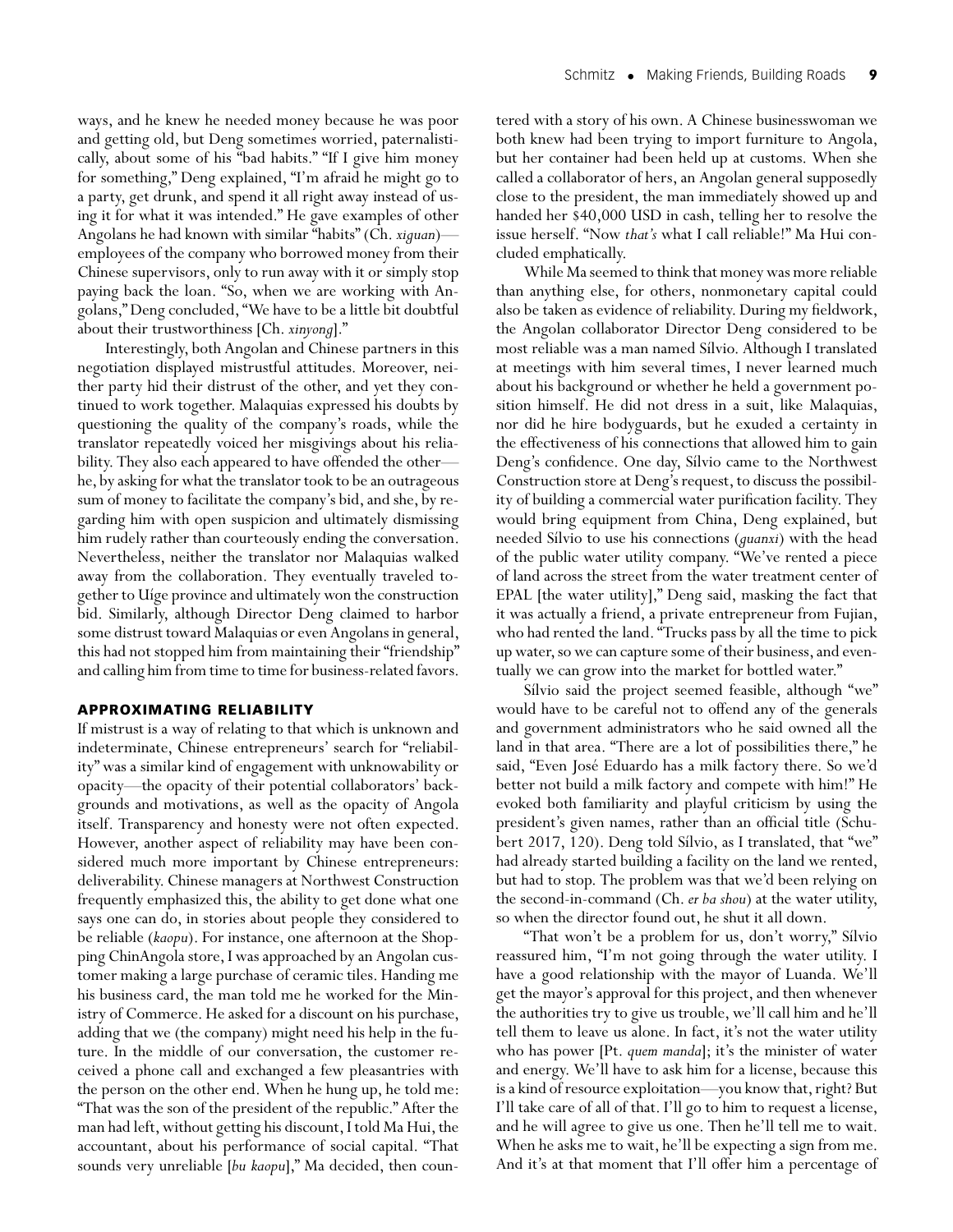ways, and he knew he needed money because he was poor and getting old, but Deng sometimes worried, paternalistically, about some of his "bad habits." "If I give him money for something," Deng explained, "I'm afraid he might go to a party, get drunk, and spend it all right away instead of using it for what it was intended." He gave examples of other Angolans he had known with similar "habits" (Ch. *xiguan*)—employees of the company who borrowed money from their Chinese supervisors, only to run away with it or simply stop paying back the loan. "So, when we are working with Angolans," Deng concluded, "We have to be a little bit doubtful about their trustworthiness [Ch. *xinyong*]."

Interestingly, both Angolan and Chinese partners in this negotiation displayed mistrustful attitudes. Moreover, neither party hid their distrust of the other, and yet they continued to work together. Malaquias expressed his doubts by questioning the quality of the company's roads, while the translator repeatedly voiced her misgivings about his reliability. They also each appeared to have offended the other—he, by asking for what the translator took to be an outrageous sum of money to facilitate the company's bid, and she, by regarding him with open suspicion and ultimately dismissing him rudely rather than courteously ending the conversation. Nevertheless, neither the translator nor Malaquias walked away from the collaboration. They eventually traveled together to Uíge province and ultimately won the construction bid. Similarly, although Director Deng claimed to harbor some distrust toward Malaquias or even Angolans in general, this had not stopped him from maintaining their "friendship" and calling him from time to time for business-related favors.

## APPROXIMATING RELIABILITY

If mistrust is a way of relating to that which is unknown and indeterminate, Chinese entrepreneurs' search for "reliability" was a similar kind of engagement with unknowability or opacity—the opacity of their potential collaborators' backgrounds and motivations, as well as the opacity of Angola itself. Transparency and honesty were not often expected. However, another aspect of reliability may have been considered much more important by Chinese entrepreneurs: deliverability. Chinese managers at Northwest Construction frequently emphasized this, the ability to get done what one says one can do, in stories about people they considered to be reliable (*kaopu*). For instance, one afternoon at the Shopping ChinAngola store, I was approached by an Angolan customer making a large purchase of ceramic tiles. Handing me his business card, the man told me he worked for the Ministry of Commerce. He asked for a discount on his purchase, adding that we (the company) might need his help in the future. In the middle of our conversation, the customer received a phone call and exchanged a few pleasantries with the person on the other end. When he hung up, he told me: "That was the son of the president of the republic." After the man had left, without getting his discount, I told Ma Hui, the accountant, about his performance of social capital. "That sounds very unreliable [*bu kaopu*]," Ma decided, then countered with a story of his own. A Chinese businesswoman we both knew had been trying to import furniture to Angola, but her container had been held up at customs. When she called a collaborator of hers, an Angolan general supposedly close to the president, the man immediately showed up and handed her $40,000 USD in cash, telling her to resolve the issue herself. "Now *that's* what I call reliable!" Ma Hui concluded emphatically.

While Ma seemed to think that money was more reliable than anything else, for others, nonmonetary capital could also be taken as evidence of reliability. During my fieldwork, the Angolan collaborator Director Deng considered to be most reliable was a man named Sílvio. Although I translated at meetings with him several times, I never learned much about his background or whether he held a government position himself. He did not dress in a suit, like Malaquias, nor did he hire bodyguards, but he exuded a certainty in the effectiveness of his connections that allowed him to gain Deng's confidence. One day, Sílvio came to the Northwest Construction store at Deng's request, to discuss the possibility of building a commercial water purification facility. They would bring equipment from China, Deng explained, but needed Sílvio to use his connections (*guanxi*) with the head of the public water utility company. "We've rented a piece of land across the street from the water treatment center of EPAL [the water utility]," Deng said, masking the fact that it was actually a friend, a private entrepreneur from Fujian, who had rented the land. "Trucks pass by all the time to pick up water, so we can capture some of their business, and eventually we can grow into the market for bottled water."

Sílvio said the project seemed feasible, although "we" would have to be careful not to offend any of the generals and government administrators who he said owned all the land in that area. "There are a lot of possibilities there," he said, "Even José Eduardo has a milk factory there. So we'd better not build a milk factory and compete with him!" He evoked both familiarity and playful criticism by using the president's given names, rather than an official title (Schubert 2017, 120). Deng told Sílvio, as I translated, that "we" had already started building a facility on the land we rented, but had to stop. The problem was that we'd been relying on the second-in-command (Ch. *er ba shou*) at the water utility, so when the director found out, he shut it all down.

"That won't be a problem for us, don't worry," Sílvio reassured him, "I'm not going through the water utility. I have a good relationship with the mayor of Luanda. We'll get the mayor's approval for this project, and then whenever the authorities try to give us trouble, we'll call him and he'll tell them to leave us alone. In fact, it's not the water utility who has power [Pt. *quem manda*]; it's the minister of water and energy. We'll have to ask him for a license, because this is a kind of resource exploitation—you know that, right? But I'll take care of all of that. I'll go to him to request a license, and he will agree to give us one. Then he'll tell me to wait. When he asks me to wait, he'll be expecting a sign from me. And it's at that moment that I'll offer him a percentage of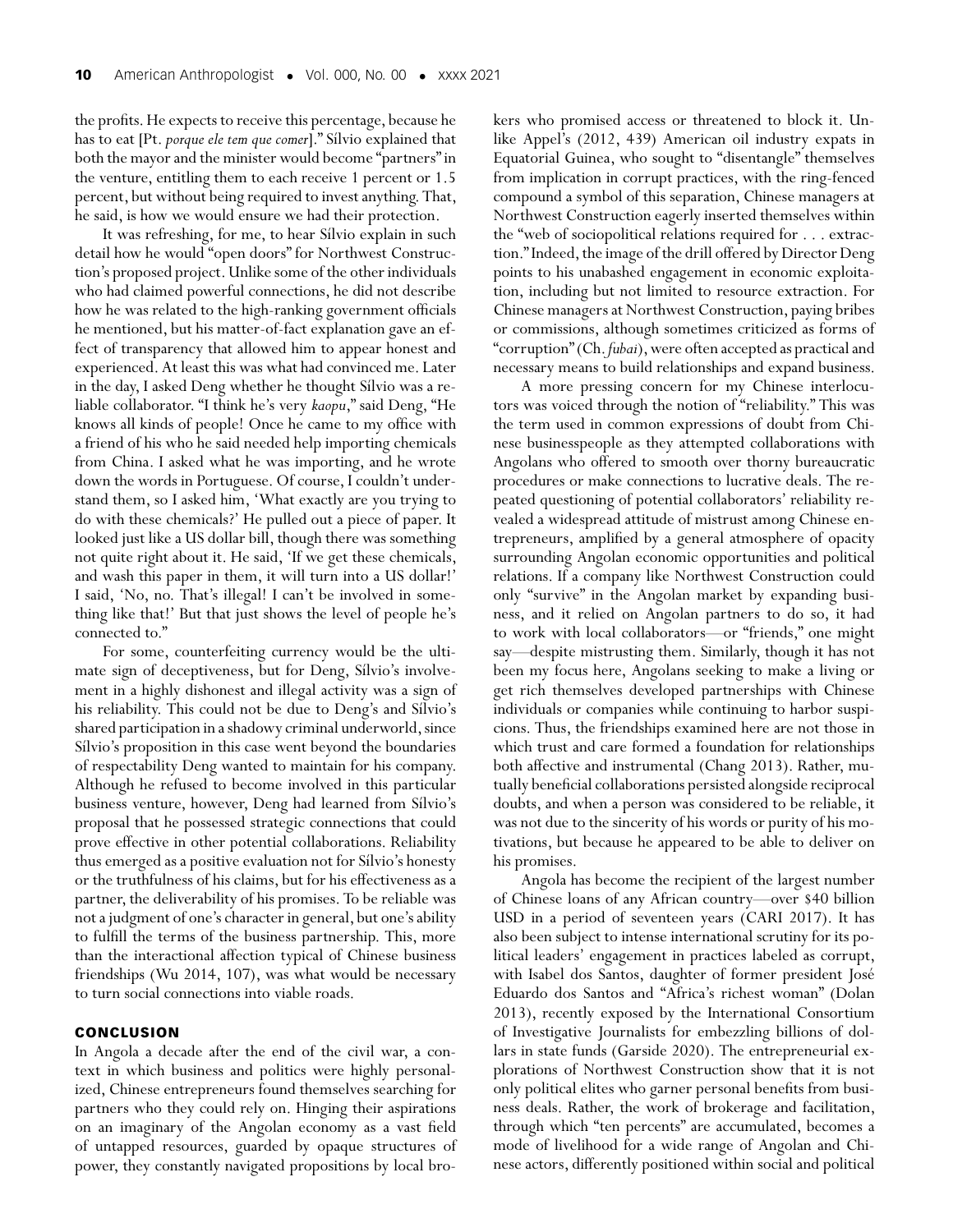the profits. He expects to receive this percentage, because he has to eat [Pt. *porque ele tem que comer*]." Sílvio explained that both the mayor and the minister would become "partners" in the venture, entitling them to each receive 1 percent or 1.5 percent, but without being required to invest anything. That, he said, is how we would ensure we had their protection.

It was refreshing, for me, to hear Sílvio explain in such detail how he would "open doors" for Northwest Construction's proposed project. Unlike some of the other individuals who had claimed powerful connections, he did not describe how he was related to the high-ranking government officials he mentioned, but his matter-of-fact explanation gave an effect of transparency that allowed him to appear honest and experienced. At least this was what had convinced me. Later in the day, I asked Deng whether he thought Sílvio was a reliable collaborator. "I think he's very *kaopu*," said Deng, "He knows all kinds of people! Once he came to my office with a friend of his who he said needed help importing chemicals from China. I asked what he was importing, and he wrote down the words in Portuguese. Of course, I couldn't understand them, so I asked him, 'What exactly are you trying to do with these chemicals?' He pulled out a piece of paper. It looked just like a US dollar bill, though there was something not quite right about it. He said, 'If we get these chemicals, and wash this paper in them, it will turn into a US dollar!' I said, 'No, no. That's illegal! I can't be involved in something like that!' But that just shows the level of people he's connected to."

For some, counterfeiting currency would be the ultimate sign of deceptiveness, but for Deng, Sílvio's involvement in a highly dishonest and illegal activity was a sign of his reliability. This could not be due to Deng's and Sílvio's shared participation in a shadowy criminal underworld, since Sílvio's proposition in this case went beyond the boundaries of respectability Deng wanted to maintain for his company. Although he refused to become involved in this particular business venture, however, Deng had learned from Sílvio's proposal that he possessed strategic connections that could prove effective in other potential collaborations. Reliability thus emerged as a positive evaluation not for Sílvio's honesty or the truthfulness of his claims, but for his effectiveness as a partner, the deliverability of his promises. To be reliable was not a judgment of one's character in general, but one's ability to fulfill the terms of the business partnership. This, more than the interactional affection typical of Chinese business friendships (Wu 2014, 107), was what would be necessary to turn social connections into viable roads.

## CONCLUSION

In Angola a decade after the end of the civil war, a context in which business and politics were highly personalized, Chinese entrepreneurs found themselves searching for partners who they could rely on. Hinging their aspirations on an imaginary of the Angolan economy as a vast field of untapped resources, guarded by opaque structures of power, they constantly navigated propositions by local brokers who promised access or threatened to block it. Unlike Appel's (2012, 439) American oil industry expats in Equatorial Guinea, who sought to "disentangle" themselves from implication in corrupt practices, with the ring-fenced compound a symbol of this separation, Chinese managers at Northwest Construction eagerly inserted themselves within the "web of sociopolitical relations required for . . . extraction." Indeed, the image of the drill offered by Director Deng points to his unabashed engagement in economic exploitation, including but not limited to resource extraction. For Chinese managers at Northwest Construction, paying bribes or commissions, although sometimes criticized as forms of "corruption" (Ch. *fubai*), were often accepted as practical and necessary means to build relationships and expand business.

A more pressing concern for my Chinese interlocutors was voiced through the notion of "reliability." This was the term used in common expressions of doubt from Chinese businesspeople as they attempted collaborations with Angolans who offered to smooth over thorny bureaucratic procedures or make connections to lucrative deals. The repeated questioning of potential collaborators' reliability revealed a widespread attitude of mistrust among Chinese entrepreneurs, amplified by a general atmosphere of opacity surrounding Angolan economic opportunities and political relations. If a company like Northwest Construction could only "survive" in the Angolan market by expanding business, and it relied on Angolan partners to do so, it had to work with local collaborators—or "friends," one might say—despite mistrusting them. Similarly, though it has not been my focus here, Angolans seeking to make a living or get rich themselves developed partnerships with Chinese individuals or companies while continuing to harbor suspicions. Thus, the friendships examined here are not those in which trust and care formed a foundation for relationships both affective and instrumental (Chang 2013). Rather, mutually beneficial collaborations persisted alongside reciprocal doubts, and when a person was considered to be reliable, it was not due to the sincerity of his words or purity of his motivations, but because he appeared to be able to deliver on his promises.

Angola has become the recipient of the largest number of Chinese loans of any African country—over $40 billion USD in a period of seventeen years (CARI 2017). It has also been subject to intense international scrutiny for its political leaders' engagement in practices labeled as corrupt, with Isabel dos Santos, daughter of former president José Eduardo dos Santos and "Africa's richest woman" (Dolan 2013), recently exposed by the International Consortium of Investigative Journalists for embezzling billions of dollars in state funds (Garside 2020). The entrepreneurial explorations of Northwest Construction show that it is not only political elites who garner personal benefits from business deals. Rather, the work of brokerage and facilitation, through which "ten percents" are accumulated, becomes a mode of livelihood for a wide range of Angolan and Chinese actors, differently positioned within social and political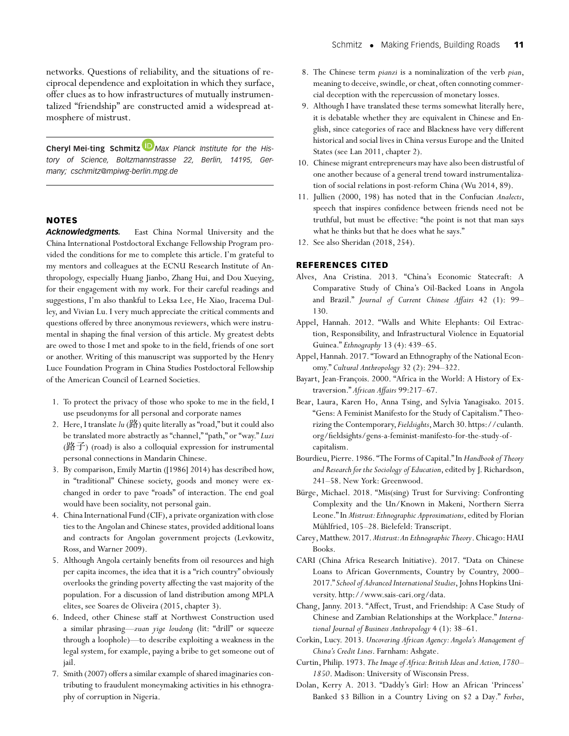networks. Questions of reliability, and the situations of reciprocal dependence and exploitation in which they surface, offer clues as to how infrastructures of mutually instrumentalized "friendship" are constructed amid a widespread atmosphere of mistrust.

---

**Cheryl Mei-ting Schmitz** *Max Planck Institute for the History of Science, Boltzmannstrasse 22, Berlin, 14195, Germany; cschmitz@mpiwg-berlin.mpg.de*

---

## NOTES

***Acknowledgments.*** East China Normal University and the China International Postdoctoral Exchange Fellowship Program provided the conditions for me to complete this article. I'm grateful to my mentors and colleagues at the ECNU Research Institute of Anthropology, especially Huang Jianbo, Zhang Hui, and Dou Xueying, for their engagement with my work. For their careful readings and suggestions, I'm also thankful to Leksa Lee, He Xiao, Iracema Dulley, and Vivian Lu. I very much appreciate the critical comments and questions offered by three anonymous reviewers, which were instrumental in shaping the final version of this article. My greatest debts are owed to those I met and spoke to in the field, friends of one sort or another. Writing of this manuscript was supported by the Henry Luce Foundation Program in China Studies Postdoctoral Fellowship of the American Council of Learned Societies.

1. To protect the privacy of those who spoke to me in the field, I use pseudonyms for all personal and corporate names
2. Here, I translate *lu* (路) quite literally as "road," but it could also be translated more abstractly as "channel," "path," or "way." *Luzi* (路子) (road) is also a colloquial expression for instrumental personal connections in Mandarin Chinese.
3. By comparison, Emily Martin ([1986] 2014) has described how, in "traditional" Chinese society, goods and money were exchanged in order to pave "roads" of interaction. The end goal would have been sociality, not personal gain.
4. China International Fund (CIF), a private organization with close ties to the Angolan and Chinese states, provided additional loans and contracts for Angolan government projects (Levkowitz, Ross, and Warner 2009).
5. Although Angola certainly benefits from oil resources and high per capita incomes, the idea that it is a "rich country" obviously overlooks the grinding poverty affecting the vast majority of the population. For a discussion of land distribution among MPLA elites, see Soares de Oliveira (2015, chapter 3).
6. Indeed, other Chinese staff at Northwest Construction used a similar phrasing—*zuan yige loudong* (lit: "drill" or squeeze through a loophole)—to describe exploiting a weakness in the legal system, for example, paying a bribe to get someone out of jail.
7. Smith (2007) offers a similar example of shared imaginaries contributing to fraudulent moneymaking activities in his ethnography of corruption in Nigeria.
8. The Chinese term *pianzi* is a nominalization of the verb *pian*, meaning to deceive, swindle, or cheat, often connoting commercial deception with the repercussion of monetary losses.
9. Although I have translated these terms somewhat literally here, it is debatable whether they are equivalent in Chinese and English, since categories of race and Blackness have very different historical and social lives in China versus Europe and the United States (see Lan 2011, chapter 2).
10. Chinese migrant entrepreneurs may have also been distrustful of one another because of a general trend toward instrumentalization of social relations in post-reform China (Wu 2014, 89).
11. Jullien (2000, 198) has noted that in the Confucian *Analects*, speech that inspires confidence between friends need not be truthful, but must be effective: "the point is not that man says what he thinks but that he does what he says."
12. See also Sheridan (2018, 254).

## REFERENCES CITED

Alves, Ana Cristina. 2013. "China's Economic Statecraft: A Comparative Study of China's Oil-Backed Loans in Angola and Brazil." *Journal of Current Chinese Affairs* 42 (1): 99–130.

Appel, Hannah. 2012. "Walls and White Elephants: Oil Extraction, Responsibility, and Infrastructural Violence in Equatorial Guinea." *Ethnography* 13 (4): 439–65.

Appel, Hannah. 2017. "Toward an Ethnography of the National Economy." *Cultural Anthropology* 32 (2): 294–322.

Bayart, Jean-François. 2000. "Africa in the World: A History of Extraversion." *African Affairs* 99:217–67.

Bear, Laura, Karen Ho, Anna Tsing, and Sylvia Yanagisako. 2015. "Gens: A Feminist Manifesto for the Study of Capitalism." Theorizing the Contemporary, *Fieldsights*, March 30. https://culanth.org/fieldsights/gens-a-feminist-manifesto-for-the-study-of-capitalism.

Bourdieu, Pierre. 1986. "The Forms of Capital." In *Handbook of Theory and Research for the Sociology of Education*, edited by J. Richardson, 241–58. New York: Greenwood.

Bürge, Michael. 2018. "Mis(sing) Trust for Surviving: Confronting Complexity and the Un/Known in Makeni, Northern Sierra Leone." In *Mistrust: Ethnographic Approximations*, edited by Florian Mühlfried, 105–28. Bielefeld: Transcript.

Carey, Matthew. 2017. *Mistrust: An Ethnographic Theory*. Chicago: HAU Books.

CARI (China Africa Research Initiative). 2017. "Data on Chinese Loans to African Governments, Country by Country, 2000–2017." *School of Advanced International Studies*, Johns Hopkins University. http://www.sais-cari.org/data.

Chang, Janny. 2013. "Affect, Trust, and Friendship: A Case Study of Chinese and Zambian Relationships at the Workplace." *International Journal of Business Anthropology* 4 (1): 38–61.

Corkin, Lucy. 2013. *Uncovering African Agency: Angola's Management of China's Credit Lines*. Farnham: Ashgate.

Curtin, Philip. 1973. *The Image of Africa: British Ideas and Action, 1780–1850*. Madison: University of Wisconsin Press.

Dolan, Kerry A. 2013. "Daddy's Girl: How an African 'Princess' Banked \$3 Billion in a Country Living on \$2 a Day." *Forbes*,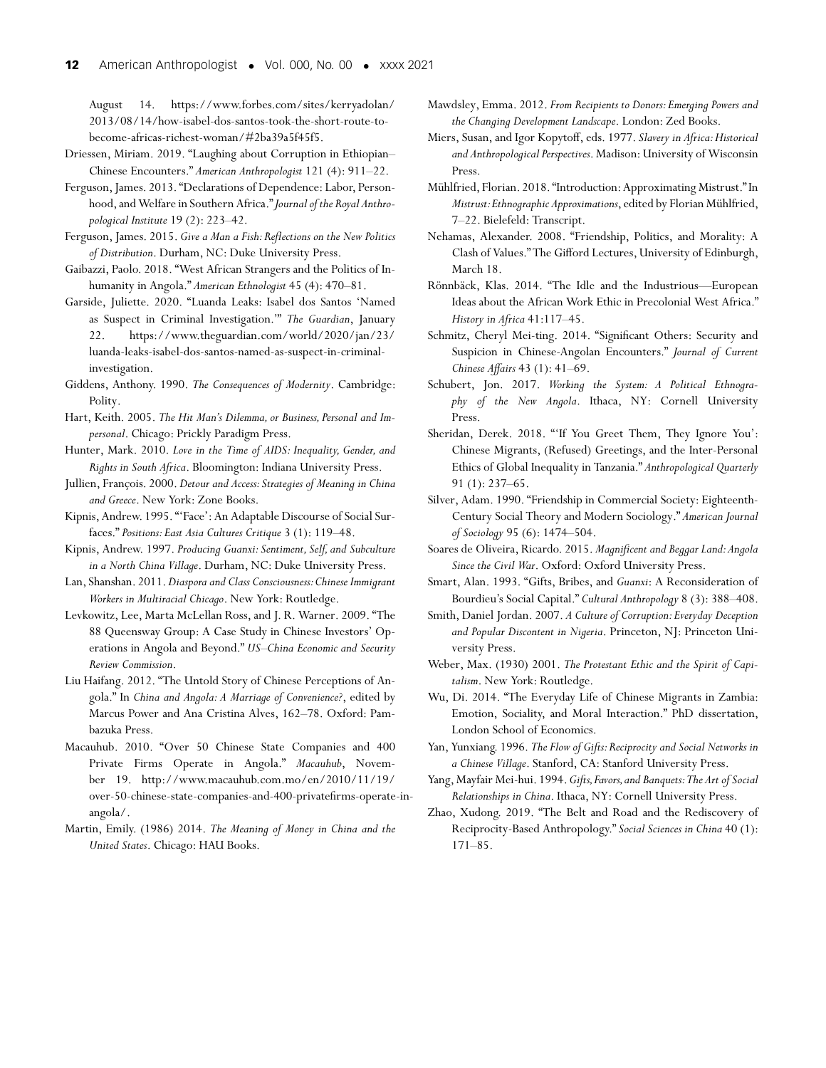August 14. https://www.forbes.com/sites/kerryadolan/2013/08/14/how-isabel-dos-santos-took-the-short-route-to-become-africas-richest-woman/#2ba39a5f45f5.

Driessen, Miriam. 2019. "Laughing about Corruption in Ethiopian–Chinese Encounters." *American Anthropologist* 121 (4): 911–22.

Ferguson, James. 2013. "Declarations of Dependence: Labor, Personhood, and Welfare in Southern Africa." *Journal of the Royal Anthropological Institute* 19 (2): 223–42.

Ferguson, James. 2015. *Give a Man a Fish: Reflections on the New Politics of Distribution*. Durham, NC: Duke University Press.

Gaibazzi, Paolo. 2018. "West African Strangers and the Politics of Inhumanity in Angola." *American Ethnologist* 45 (4): 470–81.

Garside, Juliette. 2020. "Luanda Leaks: Isabel dos Santos 'Named as Suspect in Criminal Investigation.'" *The Guardian*, January 22. https://www.theguardian.com/world/2020/jan/23/luanda-leaks-isabel-dos-santos-named-as-suspect-in-criminal-investigation.

Giddens, Anthony. 1990. *The Consequences of Modernity*. Cambridge: Polity.

Hart, Keith. 2005. *The Hit Man's Dilemma, or Business, Personal and Impersonal*. Chicago: Prickly Paradigm Press.

Hunter, Mark. 2010. *Love in the Time of AIDS: Inequality, Gender, and Rights in South Africa*. Bloomington: Indiana University Press.

Jullien, François. 2000. *Detour and Access: Strategies of Meaning in China and Greece*. New York: Zone Books.

Kipnis, Andrew. 1995. "'Face': An Adaptable Discourse of Social Surfaces." *Positions: East Asia Cultures Critique* 3 (1): 119–48.

Kipnis, Andrew. 1997. *Producing Guanxi: Sentiment, Self, and Subculture in a North China Village*. Durham, NC: Duke University Press.

Lan, Shanshan. 2011. *Diaspora and Class Consciousness: Chinese Immigrant Workers in Multiracial Chicago*. New York: Routledge.

Levkowitz, Lee, Marta McLellan Ross, and J. R. Warner. 2009. "The 88 Queensway Group: A Case Study in Chinese Investors' Operations in Angola and Beyond." *US–China Economic and Security Review Commission*.

Liu Haifang. 2012. "The Untold Story of Chinese Perceptions of Angola." In *China and Angola: A Marriage of Convenience?*, edited by Marcus Power and Ana Cristina Alves, 162–78. Oxford: Pambazuka Press.

Macauhub. 2010. "Over 50 Chinese State Companies and 400 Private Firms Operate in Angola." *Macauhub*, November 19. http://www.macauhub.com.mo/en/2010/11/19/over-50-chinese-state-companies-and-400-privatefirms-operate-in-angola/.

Martin, Emily. (1986) 2014. *The Meaning of Money in China and the United States*. Chicago: HAU Books.

Mawdsley, Emma. 2012. *From Recipients to Donors: Emerging Powers and the Changing Development Landscape*. London: Zed Books.

Miers, Susan, and Igor Kopytoff, eds. 1977. *Slavery in Africa: Historical and Anthropological Perspectives*. Madison: University of Wisconsin Press.

Mühlfried, Florian. 2018. "Introduction: Approximating Mistrust." In *Mistrust: Ethnographic Approximations*, edited by Florian Mühlfried, 7–22. Bielefeld: Transcript.

Nehamas, Alexander. 2008. "Friendship, Politics, and Morality: A Clash of Values." The Gifford Lectures, University of Edinburgh, March 18.

Rönnbäck, Klas. 2014. "The Idle and the Industrious—European Ideas about the African Work Ethic in Precolonial West Africa." *History in Africa* 41:117–45.

Schmitz, Cheryl Mei-ting. 2014. "Significant Others: Security and Suspicion in Chinese-Angolan Encounters." *Journal of Current Chinese Affairs* 43 (1): 41–69.

Schubert, Jon. 2017. *Working the System: A Political Ethnography of the New Angola*. Ithaca, NY: Cornell University Press.

Sheridan, Derek. 2018. "'If You Greet Them, They Ignore You': Chinese Migrants, (Refused) Greetings, and the Inter-Personal Ethics of Global Inequality in Tanzania." *Anthropological Quarterly* 91 (1): 237–65.

Silver, Adam. 1990. "Friendship in Commercial Society: Eighteenth-Century Social Theory and Modern Sociology." *American Journal of Sociology* 95 (6): 1474–504.

Soares de Oliveira, Ricardo. 2015. *Magnificent and Beggar Land: Angola Since the Civil War*. Oxford: Oxford University Press.

Smart, Alan. 1993. "Gifts, Bribes, and *Guanxi*: A Reconsideration of Bourdieu's Social Capital." *Cultural Anthropology* 8 (3): 388–408.

Smith, Daniel Jordan. 2007. *A Culture of Corruption: Everyday Deception and Popular Discontent in Nigeria*. Princeton, NJ: Princeton University Press.

Weber, Max. (1930) 2001. *The Protestant Ethic and the Spirit of Capitalism*. New York: Routledge.

Wu, Di. 2014. "The Everyday Life of Chinese Migrants in Zambia: Emotion, Sociality, and Moral Interaction." PhD dissertation, London School of Economics.

Yan, Yunxiang. 1996. *The Flow of Gifts: Reciprocity and Social Networks in a Chinese Village*. Stanford, CA: Stanford University Press.

Yang, Mayfair Mei-hui. 1994. *Gifts, Favors, and Banquets: The Art of Social Relationships in China*. Ithaca, NY: Cornell University Press.

Zhao, Xudong. 2019. "The Belt and Road and the Rediscovery of Reciprocity-Based Anthropology." *Social Sciences in China* 40 (1): 171–85.